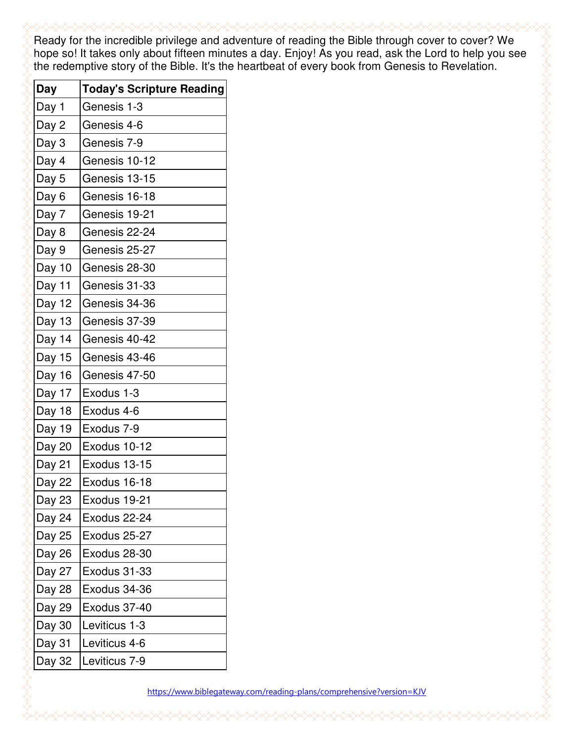Ready for the incredible privilege and adventure of reading the Bible through cover to cover? We hope so! It takes only about fifteen minutes a day. Enjoy! As you read, ask the Lord to help you see the redemptive story of the Bible. It's the heartbeat of every book from Genesis to Revelation.

| Day | Today's Scripture Reading |
|---|---|
| Day 1 | Genesis 1-3 |
| Day 2 | Genesis 4-6 |
| Day 3 | Genesis 7-9 |
| Day 4 | Genesis 10-12 |
| Day 5 | Genesis 13-15 |
| Day 6 | Genesis 16-18 |
| Day 7 | Genesis 19-21 |
| Day 8 | Genesis 22-24 |
| Day 9 | Genesis 25-27 |
| Day 10 | Genesis 28-30 |
| Day 11 | Genesis 31-33 |
| Day 12 | Genesis 34-36 |
| Day 13 | Genesis 37-39 |
| Day 14 | Genesis 40-42 |
| Day 15 | Genesis 43-46 |
| Day 16 | Genesis 47-50 |
| Day 17 | Exodus 1-3 |
| Day 18 | Exodus 4-6 |
| Day 19 | Exodus 7-9 |
| Day 20 | Exodus 10-12 |
| Day 21 | Exodus 13-15 |
| Day 22 | Exodus 16-18 |
| Day 23 | Exodus 19-21 |
| Day 24 | Exodus 22-24 |
| Day 25 | Exodus 25-27 |
| Day 26 | Exodus 28-30 |
| Day 27 | Exodus 31-33 |
| Day 28 | Exodus 34-36 |
| Day 29 | Exodus 37-40 |
| Day 30 | Leviticus 1-3 |
| Day 31 | Leviticus 4-6 |
| Day 32 | Leviticus 7-9 |

https://www.biblegateway.com/reading-plans/comprehensive?version=KJV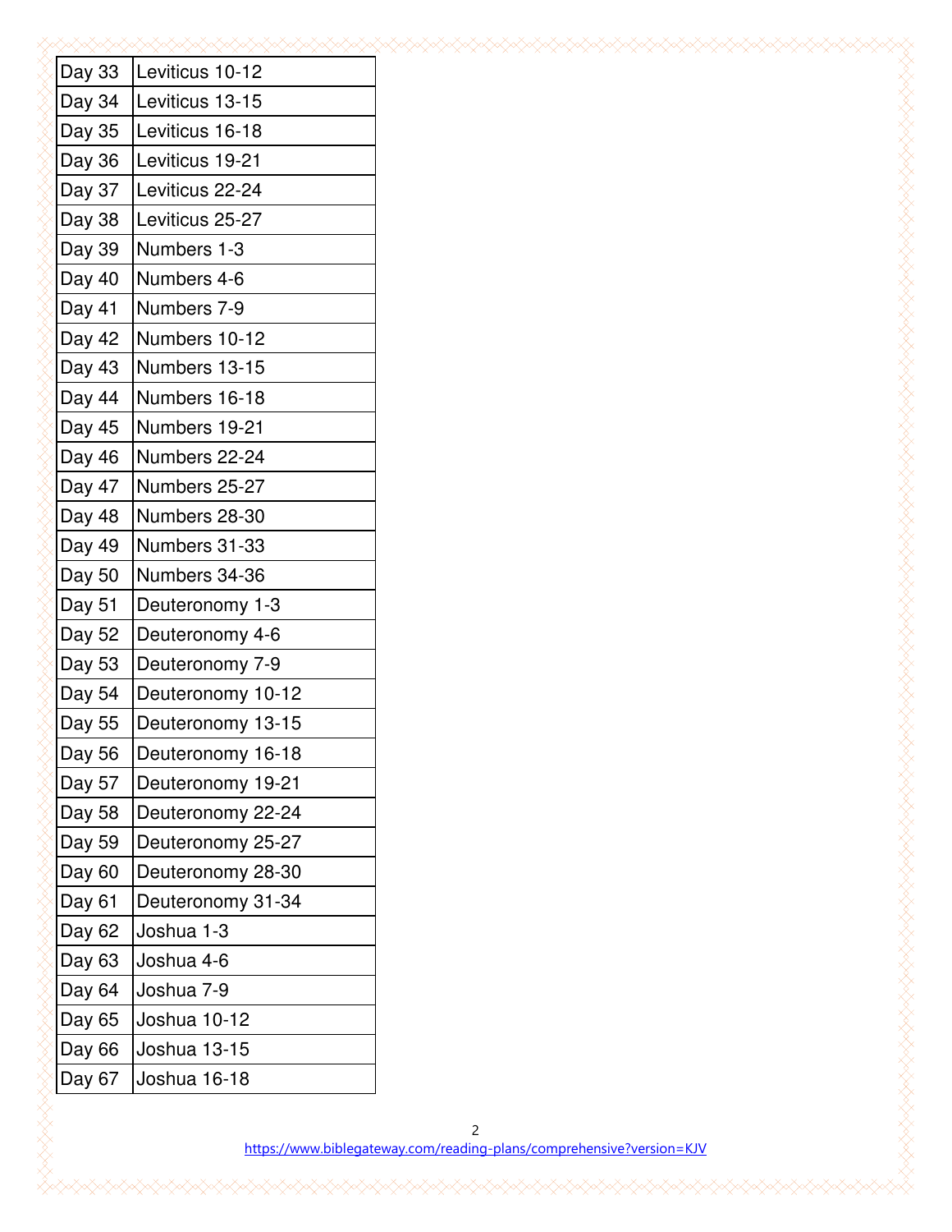| Day 33 | Leviticus 10-12 |
|---|---|
| Day 34 | Leviticus 13-15 |
| Day 35 | Leviticus 16-18 |
| Day 36 | Leviticus 19-21 |
| Day 37 | Leviticus 22-24 |
| Day 38 | Leviticus 25-27 |
| Day 39 | Numbers 1-3 |
| Day 40 | Numbers 4-6 |
| Day 41 | Numbers 7-9 |
| Day 42 | Numbers 10-12 |
| Day 43 | Numbers 13-15 |
| Day 44 | Numbers 16-18 |
| Day 45 | Numbers 19-21 |
| Day 46 | Numbers 22-24 |
| Day 47 | Numbers 25-27 |
| Day 48 | Numbers 28-30 |
| Day 49 | Numbers 31-33 |
| Day 50 | Numbers 34-36 |
| Day 51 | Deuteronomy 1-3 |
| Day 52 | Deuteronomy 4-6 |
| Day 53 | Deuteronomy 7-9 |
| Day 54 | Deuteronomy 10-12 |
| Day 55 | Deuteronomy 13-15 |
| Day 56 | Deuteronomy 16-18 |
| Day 57 | Deuteronomy 19-21 |
| Day 58 | Deuteronomy 22-24 |
| Day 59 | Deuteronomy 25-27 |
| Day 60 | Deuteronomy 28-30 |
| Day 61 | Deuteronomy 31-34 |
| Day 62 | Joshua 1-3 |
| Day 63 | Joshua 4-6 |
| Day 64 | Joshua 7-9 |
| Day 65 | Joshua 10-12 |
| Day 66 | Joshua 13-15 |
| Day 67 | Joshua 16-18 |

https://www.biblegateway.com/reading-plans/comprehensive?version=KJV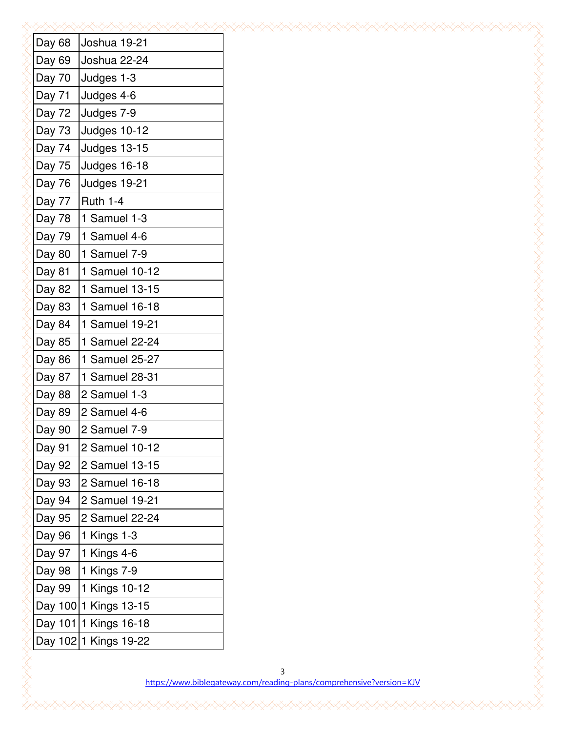| Day 68 | Joshua 19-21 |
|---|---|
| Day 69 | Joshua 22-24 |
| Day 70 | Judges 1-3 |
| Day 71 | Judges 4-6 |
| Day 72 | Judges 7-9 |
| Day 73 | Judges 10-12 |
| Day 74 | Judges 13-15 |
| Day 75 | Judges 16-18 |
| Day 76 | Judges 19-21 |
| Day 77 | Ruth 1-4 |
| Day 78 | 1 Samuel 1-3 |
| Day 79 | 1 Samuel 4-6 |
| Day 80 | 1 Samuel 7-9 |
| Day 81 | 1 Samuel 10-12 |
| Day 82 | 1 Samuel 13-15 |
| Day 83 | 1 Samuel 16-18 |
| Day 84 | 1 Samuel 19-21 |
| Day 85 | 1 Samuel 22-24 |
| Day 86 | 1 Samuel 25-27 |
| Day 87 | 1 Samuel 28-31 |
| Day 88 | 2 Samuel 1-3 |
| Day 89 | 2 Samuel 4-6 |
| Day 90 | 2 Samuel 7-9 |
| Day 91 | 2 Samuel 10-12 |
| Day 92 | 2 Samuel 13-15 |
| Day 93 | 2 Samuel 16-18 |
| Day 94 | 2 Samuel 19-21 |
| Day 95 | 2 Samuel 22-24 |
| Day 96 | 1 Kings 1-3 |
| Day 97 | 1 Kings 4-6 |
| Day 98 | 1 Kings 7-9 |
| Day 99 | 1 Kings 10-12 |
| Day 100 | 1 Kings 13-15 |
| Day 101 | 1 Kings 16-18 |
| Day 102 | 1 Kings 19-22 |

https://www.biblegateway.com/reading-plans/comprehensive?version=KJV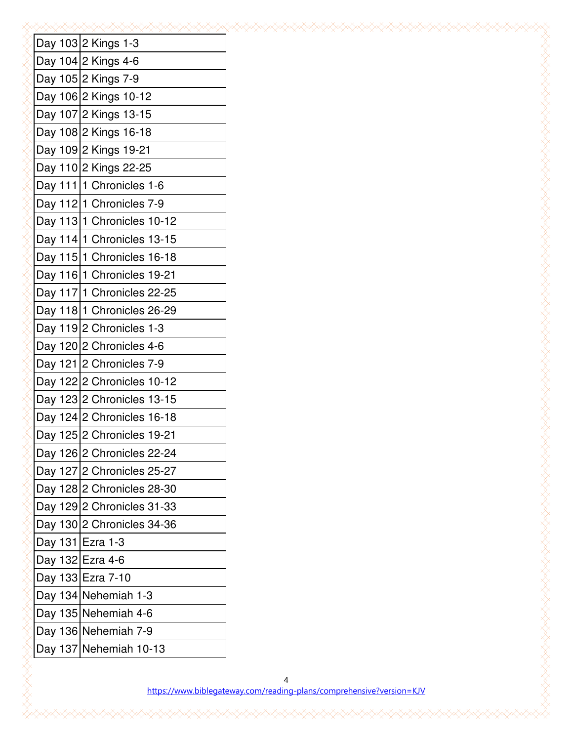| Day 103 | 2 Kings 1-3 |
|---|---|
| Day 104 | 2 Kings 4-6 |
| Day 105 | 2 Kings 7-9 |
| Day 106 | 2 Kings 10-12 |
| Day 107 | 2 Kings 13-15 |
| Day 108 | 2 Kings 16-18 |
| Day 109 | 2 Kings 19-21 |
| Day 110 | 2 Kings 22-25 |
| Day 111 | 1 Chronicles 1-6 |
| Day 112 | 1 Chronicles 7-9 |
| Day 113 | 1 Chronicles 10-12 |
| Day 114 | 1 Chronicles 13-15 |
| Day 115 | 1 Chronicles 16-18 |
| Day 116 | 1 Chronicles 19-21 |
| Day 117 | 1 Chronicles 22-25 |
| Day 118 | 1 Chronicles 26-29 |
| Day 119 | 2 Chronicles 1-3 |
| Day 120 | 2 Chronicles 4-6 |
| Day 121 | 2 Chronicles 7-9 |
| Day 122 | 2 Chronicles 10-12 |
| Day 123 | 2 Chronicles 13-15 |
| Day 124 | 2 Chronicles 16-18 |
| Day 125 | 2 Chronicles 19-21 |
| Day 126 | 2 Chronicles 22-24 |
| Day 127 | 2 Chronicles 25-27 |
| Day 128 | 2 Chronicles 28-30 |
| Day 129 | 2 Chronicles 31-33 |
| Day 130 | 2 Chronicles 34-36 |
| Day 131 | Ezra 1-3 |
| Day 132 | Ezra 4-6 |
| Day 133 | Ezra 7-10 |
| Day 134 | Nehemiah 1-3 |
| Day 135 | Nehemiah 4-6 |
| Day 136 | Nehemiah 7-9 |
| Day 137 | Nehemiah 10-13 |

https://www.biblegateway.com/reading-plans/comprehensive?version=KJV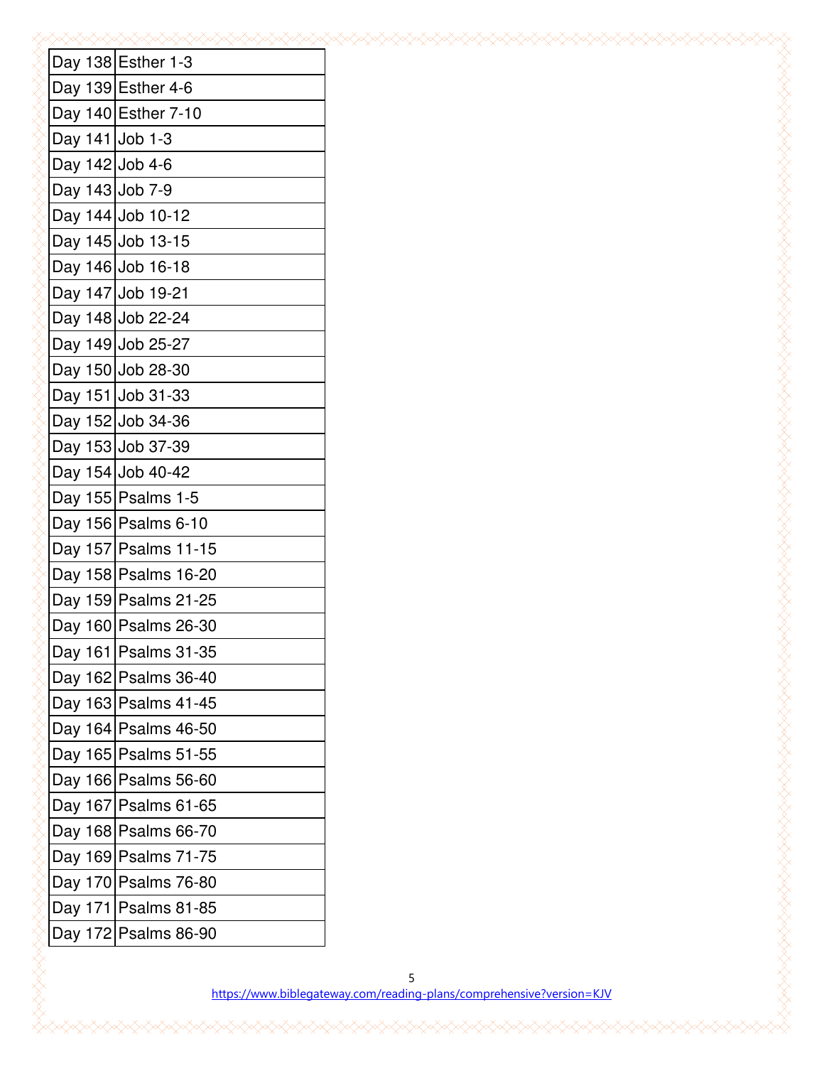| | |
|---|---|
| Day 138 | Esther 1-3 |
| Day 139 | Esther 4-6 |
| Day 140 | Esther 7-10 |
| Day 141 | Job 1-3 |
| Day 142 | Job 4-6 |
| Day 143 | Job 7-9 |
| Day 144 | Job 10-12 |
| Day 145 | Job 13-15 |
| Day 146 | Job 16-18 |
| Day 147 | Job 19-21 |
| Day 148 | Job 22-24 |
| Day 149 | Job 25-27 |
| Day 150 | Job 28-30 |
| Day 151 | Job 31-33 |
| Day 152 | Job 34-36 |
| Day 153 | Job 37-39 |
| Day 154 | Job 40-42 |
| Day 155 | Psalms 1-5 |
| Day 156 | Psalms 6-10 |
| Day 157 | Psalms 11-15 |
| Day 158 | Psalms 16-20 |
| Day 159 | Psalms 21-25 |
| Day 160 | Psalms 26-30 |
| Day 161 | Psalms 31-35 |
| Day 162 | Psalms 36-40 |
| Day 163 | Psalms 41-45 |
| Day 164 | Psalms 46-50 |
| Day 165 | Psalms 51-55 |
| Day 166 | Psalms 56-60 |
| Day 167 | Psalms 61-65 |
| Day 168 | Psalms 66-70 |
| Day 169 | Psalms 71-75 |
| Day 170 | Psalms 76-80 |
| Day 171 | Psalms 81-85 |
| Day 172 | Psalms 86-90 |

https://www.biblegateway.com/reading-plans/comprehensive?version=KJV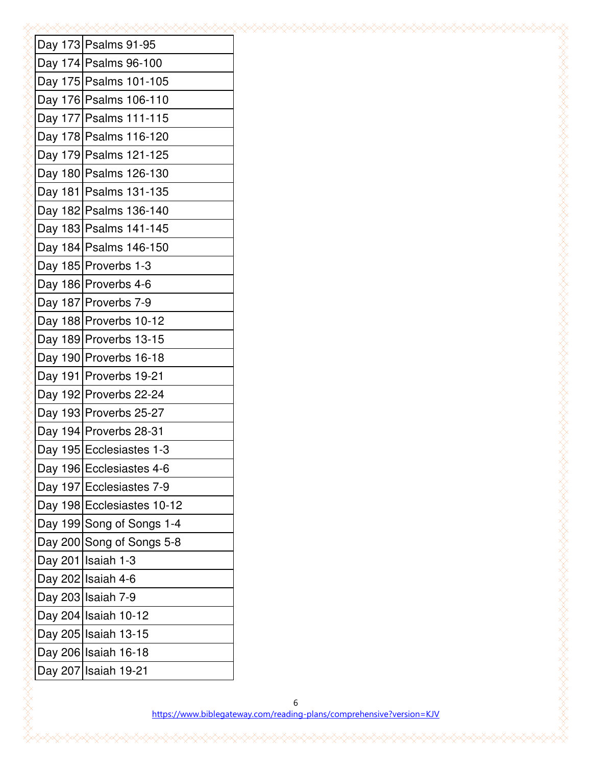| Day 173 | Psalms 91-95 |
|---|---|
| Day 174 | Psalms 96-100 |
| Day 175 | Psalms 101-105 |
| Day 176 | Psalms 106-110 |
| Day 177 | Psalms 111-115 |
| Day 178 | Psalms 116-120 |
| Day 179 | Psalms 121-125 |
| Day 180 | Psalms 126-130 |
| Day 181 | Psalms 131-135 |
| Day 182 | Psalms 136-140 |
| Day 183 | Psalms 141-145 |
| Day 184 | Psalms 146-150 |
| Day 185 | Proverbs 1-3 |
| Day 186 | Proverbs 4-6 |
| Day 187 | Proverbs 7-9 |
| Day 188 | Proverbs 10-12 |
| Day 189 | Proverbs 13-15 |
| Day 190 | Proverbs 16-18 |
| Day 191 | Proverbs 19-21 |
| Day 192 | Proverbs 22-24 |
| Day 193 | Proverbs 25-27 |
| Day 194 | Proverbs 28-31 |
| Day 195 | Ecclesiastes 1-3 |
| Day 196 | Ecclesiastes 4-6 |
| Day 197 | Ecclesiastes 7-9 |
| Day 198 | Ecclesiastes 10-12 |
| Day 199 | Song of Songs 1-4 |
| Day 200 | Song of Songs 5-8 |
| Day 201 | Isaiah 1-3 |
| Day 202 | Isaiah 4-6 |
| Day 203 | Isaiah 7-9 |
| Day 204 | Isaiah 10-12 |
| Day 205 | Isaiah 13-15 |
| Day 206 | Isaiah 16-18 |
| Day 207 | Isaiah 19-21 |

https://www.biblegateway.com/reading-plans/comprehensive?version=KJV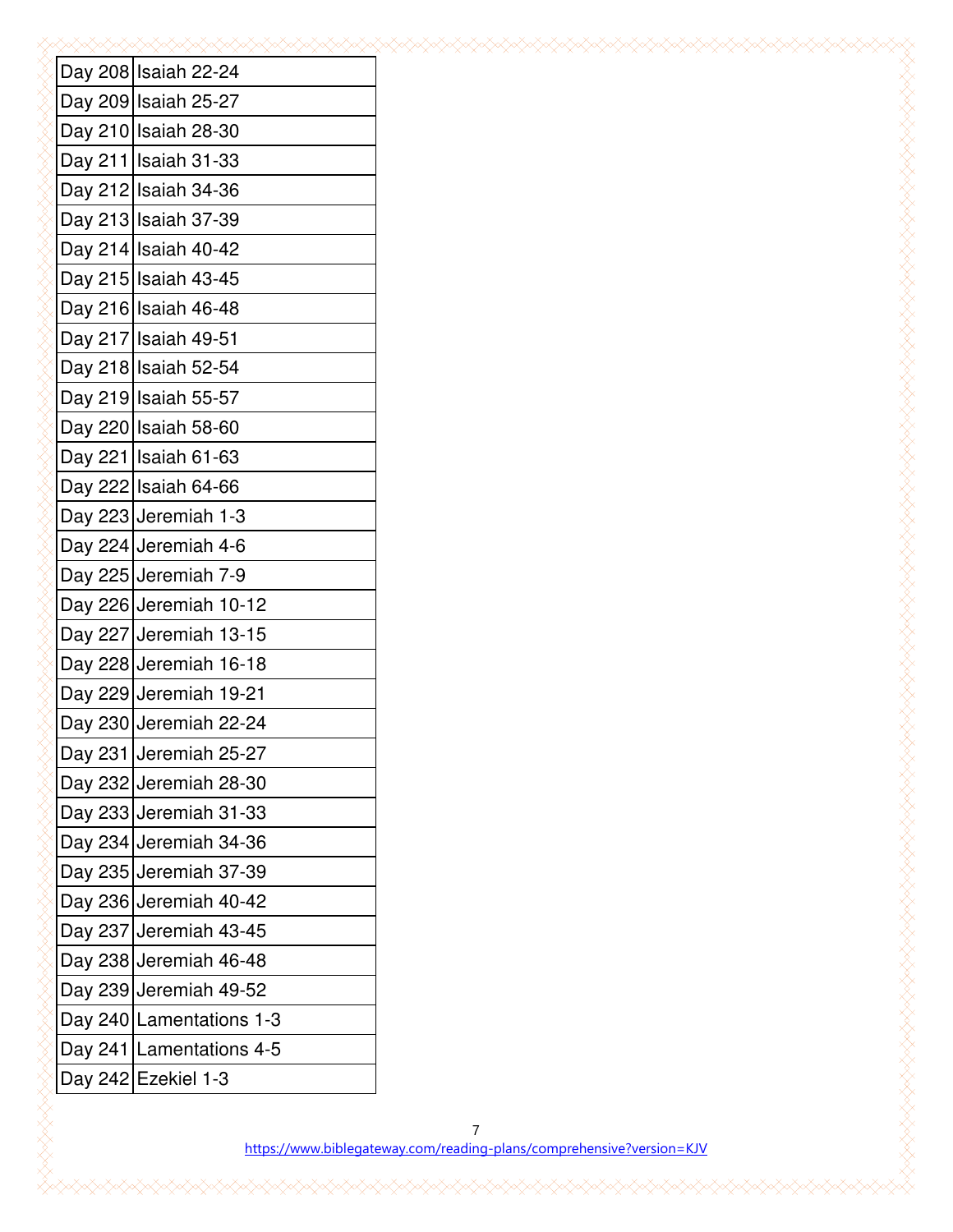| | |
|---|---|
| Day 208 | Isaiah 22-24 |
| Day 209 | Isaiah 25-27 |
| Day 210 | Isaiah 28-30 |
| Day 211 | Isaiah 31-33 |
| Day 212 | Isaiah 34-36 |
| Day 213 | Isaiah 37-39 |
| Day 214 | Isaiah 40-42 |
| Day 215 | Isaiah 43-45 |
| Day 216 | Isaiah 46-48 |
| Day 217 | Isaiah 49-51 |
| Day 218 | Isaiah 52-54 |
| Day 219 | Isaiah 55-57 |
| Day 220 | Isaiah 58-60 |
| Day 221 | Isaiah 61-63 |
| Day 222 | Isaiah 64-66 |
| Day 223 | Jeremiah 1-3 |
| Day 224 | Jeremiah 4-6 |
| Day 225 | Jeremiah 7-9 |
| Day 226 | Jeremiah 10-12 |
| Day 227 | Jeremiah 13-15 |
| Day 228 | Jeremiah 16-18 |
| Day 229 | Jeremiah 19-21 |
| Day 230 | Jeremiah 22-24 |
| Day 231 | Jeremiah 25-27 |
| Day 232 | Jeremiah 28-30 |
| Day 233 | Jeremiah 31-33 |
| Day 234 | Jeremiah 34-36 |
| Day 235 | Jeremiah 37-39 |
| Day 236 | Jeremiah 40-42 |
| Day 237 | Jeremiah 43-45 |
| Day 238 | Jeremiah 46-48 |
| Day 239 | Jeremiah 49-52 |
| Day 240 | Lamentations 1-3 |
| Day 241 | Lamentations 4-5 |
| Day 242 | Ezekiel 1-3 |

https://www.biblegateway.com/reading-plans/comprehensive?version=KJV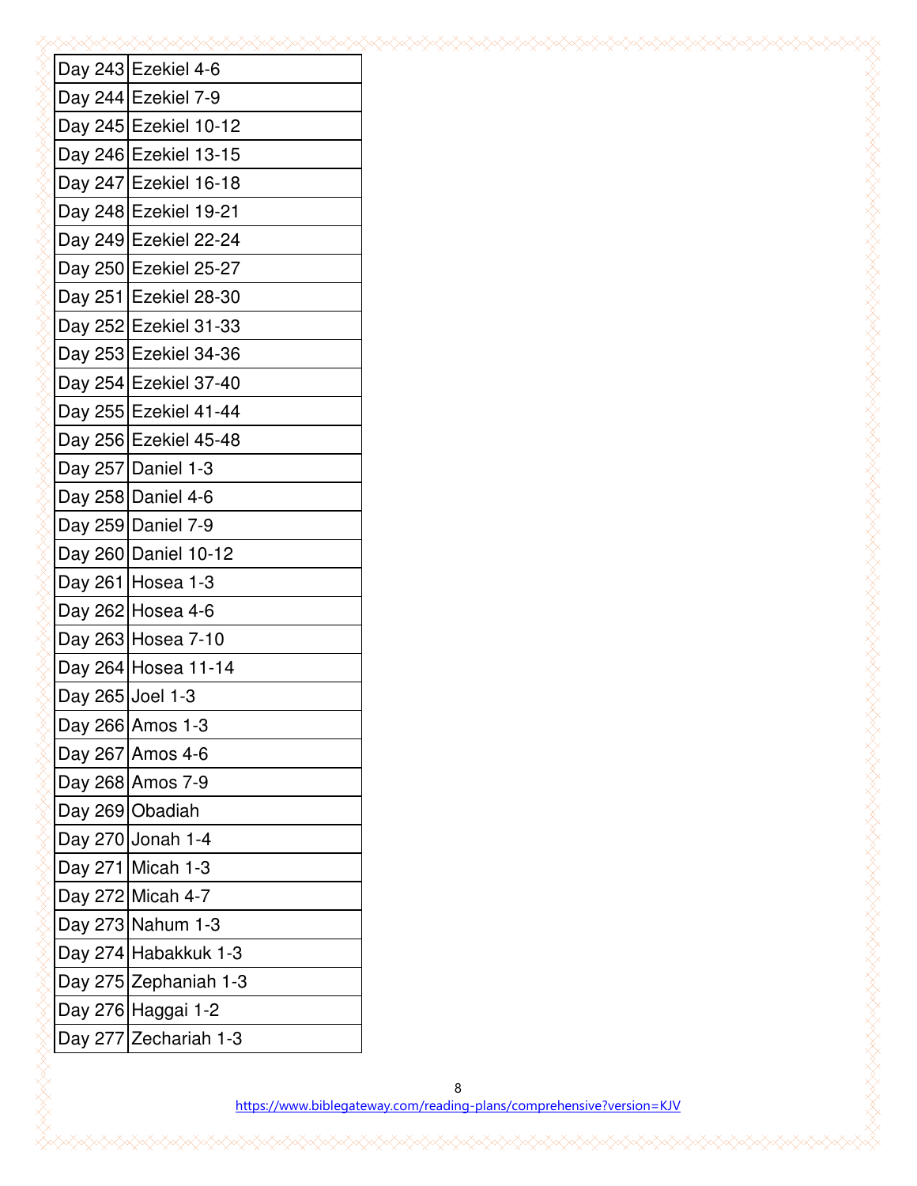| Day 243 | Ezekiel 4-6 |
|---|---|
| Day 244 | Ezekiel 7-9 |
| Day 245 | Ezekiel 10-12 |
| Day 246 | Ezekiel 13-15 |
| Day 247 | Ezekiel 16-18 |
| Day 248 | Ezekiel 19-21 |
| Day 249 | Ezekiel 22-24 |
| Day 250 | Ezekiel 25-27 |
| Day 251 | Ezekiel 28-30 |
| Day 252 | Ezekiel 31-33 |
| Day 253 | Ezekiel 34-36 |
| Day 254 | Ezekiel 37-40 |
| Day 255 | Ezekiel 41-44 |
| Day 256 | Ezekiel 45-48 |
| Day 257 | Daniel 1-3 |
| Day 258 | Daniel 4-6 |
| Day 259 | Daniel 7-9 |
| Day 260 | Daniel 10-12 |
| Day 261 | Hosea 1-3 |
| Day 262 | Hosea 4-6 |
| Day 263 | Hosea 7-10 |
| Day 264 | Hosea 11-14 |
| Day 265 | Joel 1-3 |
| Day 266 | Amos 1-3 |
| Day 267 | Amos 4-6 |
| Day 268 | Amos 7-9 |
| Day 269 | Obadiah |
| Day 270 | Jonah 1-4 |
| Day 271 | Micah 1-3 |
| Day 272 | Micah 4-7 |
| Day 273 | Nahum 1-3 |
| Day 274 | Habakkuk 1-3 |
| Day 275 | Zephaniah 1-3 |
| Day 276 | Haggai 1-2 |
| Day 277 | Zechariah 1-3 |

https://www.biblegateway.com/reading-plans/comprehensive?version=KJV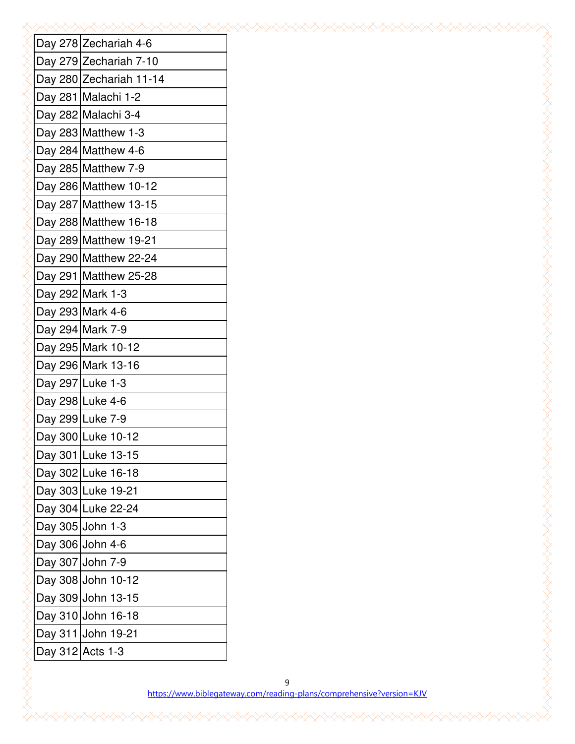| Day 278 | Zechariah 4-6 |
|---|---|
| Day 279 | Zechariah 7-10 |
| Day 280 | Zechariah 11-14 |
| Day 281 | Malachi 1-2 |
| Day 282 | Malachi 3-4 |
| Day 283 | Matthew 1-3 |
| Day 284 | Matthew 4-6 |
| Day 285 | Matthew 7-9 |
| Day 286 | Matthew 10-12 |
| Day 287 | Matthew 13-15 |
| Day 288 | Matthew 16-18 |
| Day 289 | Matthew 19-21 |
| Day 290 | Matthew 22-24 |
| Day 291 | Matthew 25-28 |
| Day 292 | Mark 1-3 |
| Day 293 | Mark 4-6 |
| Day 294 | Mark 7-9 |
| Day 295 | Mark 10-12 |
| Day 296 | Mark 13-16 |
| Day 297 | Luke 1-3 |
| Day 298 | Luke 4-6 |
| Day 299 | Luke 7-9 |
| Day 300 | Luke 10-12 |
| Day 301 | Luke 13-15 |
| Day 302 | Luke 16-18 |
| Day 303 | Luke 19-21 |
| Day 304 | Luke 22-24 |
| Day 305 | John 1-3 |
| Day 306 | John 4-6 |
| Day 307 | John 7-9 |
| Day 308 | John 10-12 |
| Day 309 | John 13-15 |
| Day 310 | John 16-18 |
| Day 311 | John 19-21 |
| Day 312 | Acts 1-3 |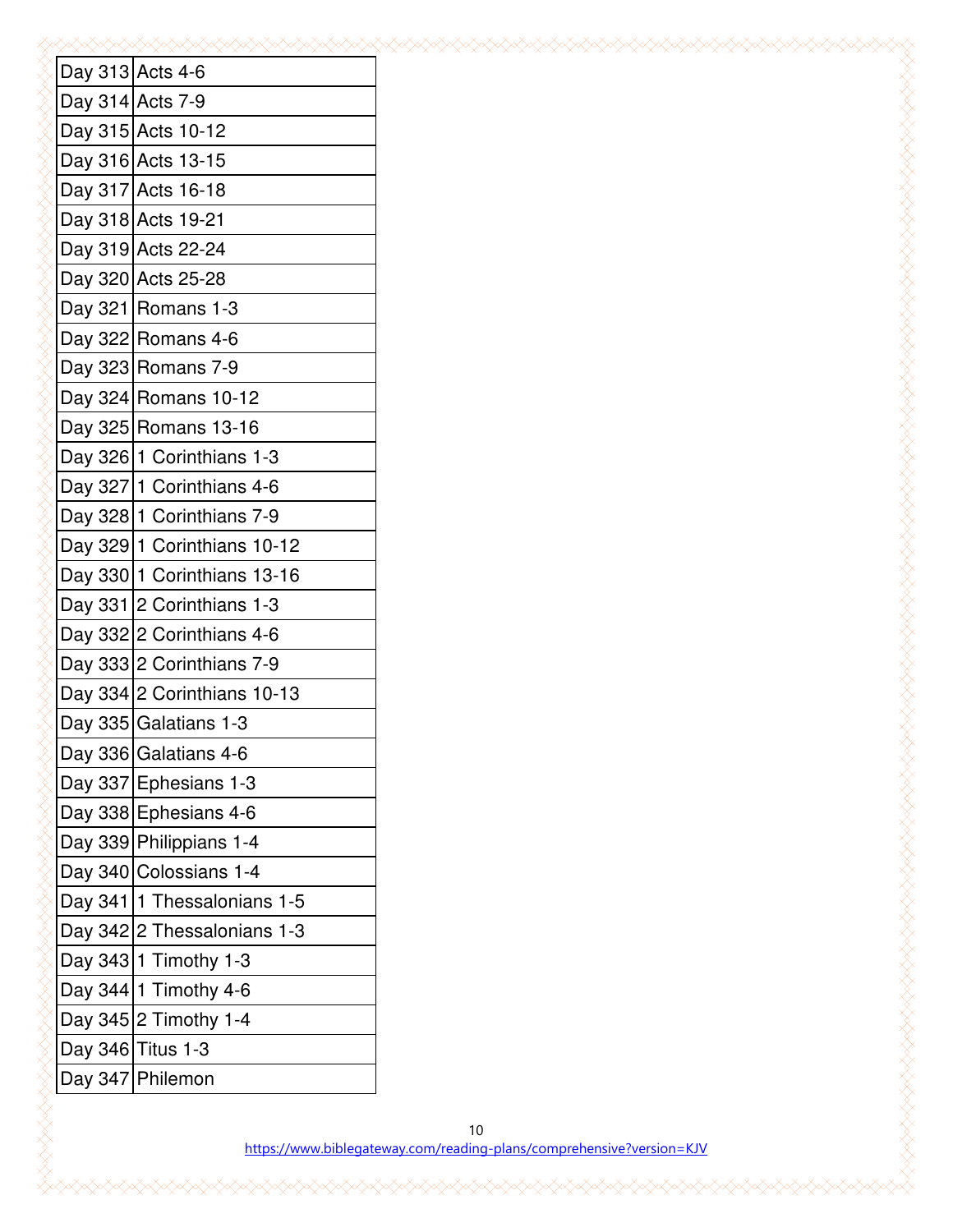| Day 313 | Acts 4-6 |
|---|---|
| Day 314 | Acts 7-9 |
| Day 315 | Acts 10-12 |
| Day 316 | Acts 13-15 |
| Day 317 | Acts 16-18 |
| Day 318 | Acts 19-21 |
| Day 319 | Acts 22-24 |
| Day 320 | Acts 25-28 |
| Day 321 | Romans 1-3 |
| Day 322 | Romans 4-6 |
| Day 323 | Romans 7-9 |
| Day 324 | Romans 10-12 |
| Day 325 | Romans 13-16 |
| Day 326 | 1 Corinthians 1-3 |
| Day 327 | 1 Corinthians 4-6 |
| Day 328 | 1 Corinthians 7-9 |
| Day 329 | 1 Corinthians 10-12 |
| Day 330 | 1 Corinthians 13-16 |
| Day 331 | 2 Corinthians 1-3 |
| Day 332 | 2 Corinthians 4-6 |
| Day 333 | 2 Corinthians 7-9 |
| Day 334 | 2 Corinthians 10-13 |
| Day 335 | Galatians 1-3 |
| Day 336 | Galatians 4-6 |
| Day 337 | Ephesians 1-3 |
| Day 338 | Ephesians 4-6 |
| Day 339 | Philippians 1-4 |
| Day 340 | Colossians 1-4 |
| Day 341 | 1 Thessalonians 1-5 |
| Day 342 | 2 Thessalonians 1-3 |
| Day 343 | 1 Timothy 1-3 |
| Day 344 | 1 Timothy 4-6 |
| Day 345 | 2 Timothy 1-4 |
| Day 346 | Titus 1-3 |
| Day 347 | Philemon |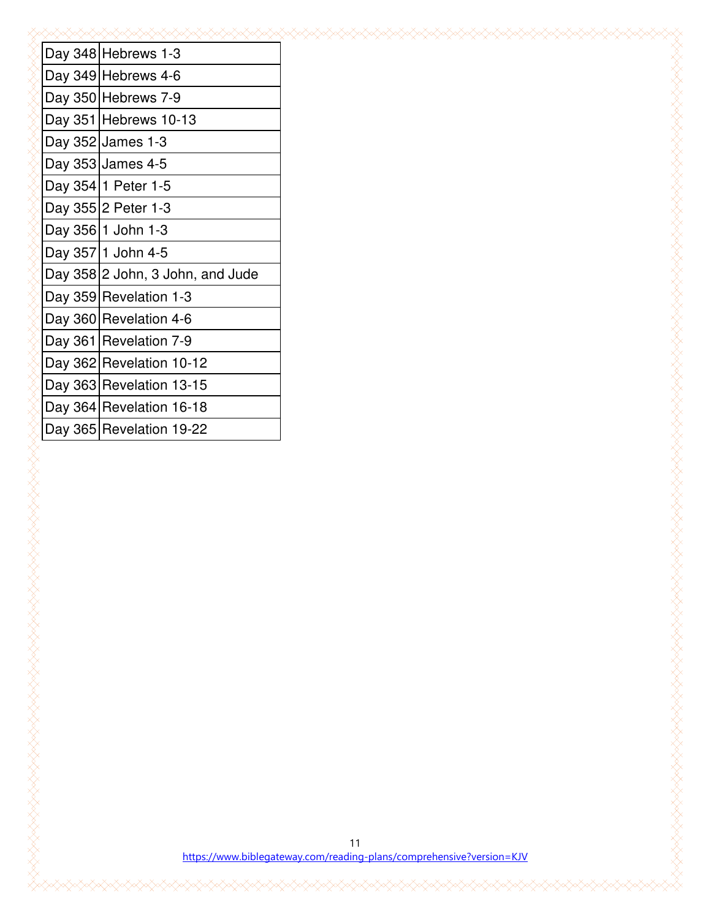| | |
|---|---|
| Day 348 | Hebrews 1-3 |
| Day 349 | Hebrews 4-6 |
| Day 350 | Hebrews 7-9 |
| Day 351 | Hebrews 10-13 |
| Day 352 | James 1-3 |
| Day 353 | James 4-5 |
| Day 354 | 1 Peter 1-5 |
| Day 355 | 2 Peter 1-3 |
| Day 356 | 1 John 1-3 |
| Day 357 | 1 John 4-5 |
| Day 358 | 2 John, 3 John, and Jude |
| Day 359 | Revelation 1-3 |
| Day 360 | Revelation 4-6 |
| Day 361 | Revelation 7-9 |
| Day 362 | Revelation 10-12 |
| Day 363 | Revelation 13-15 |
| Day 364 | Revelation 16-18 |
| Day 365 | Revelation 19-22 |

https://www.biblegateway.com/reading-plans/comprehensive?version=KJV